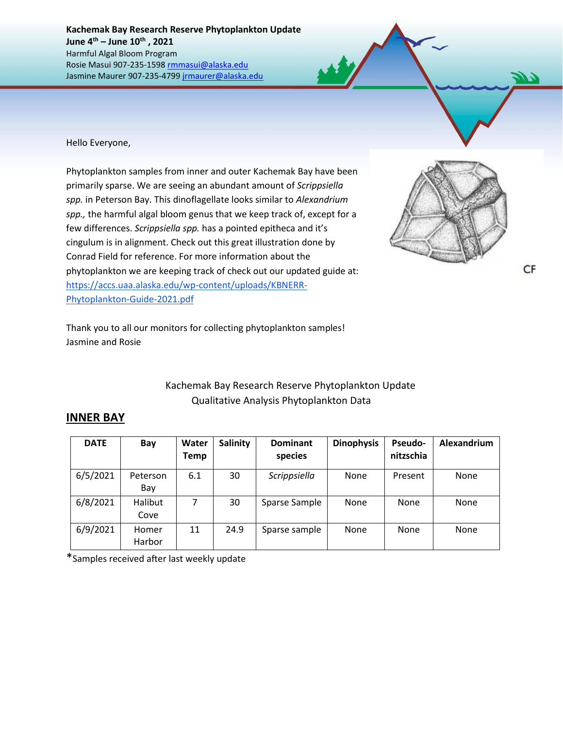**Kachemak Bay Research Reserve Phytoplankton Update**
**June 4th – June 10th , 2021**
Harmful Algal Bloom Program
Rosie Masui 907-235-1598 rmmasui@alaska.edu
Jasmine Maurer 907-235-4799 jrmaurer@alaska.edu

Hello Everyone,

Phytoplankton samples from inner and outer Kachemak Bay have been primarily sparse. We are seeing an abundant amount of *Scrippsiella spp.* in Peterson Bay. This dinoflagellate looks similar to *Alexandrium spp.,* the harmful algal bloom genus that we keep track of, except for a few differences. *Scrippsiella spp.* has a pointed epitheca and it's cingulum is in alignment. Check out this great illustration done by Conrad Field for reference. For more information about the phytoplankton we are keeping track of check out our updated guide at: https://accs.uaa.alaska.edu/wp-content/uploads/KBNERR-Phytoplankton-Guide-2021.pdf

CF

Thank you to all our monitors for collecting phytoplankton samples!
Jasmine and Rosie

Kachemak Bay Research Reserve Phytoplankton Update
Qualitative Analysis Phytoplankton Data

## INNER BAY

| DATE | Bay | Water Temp | Salinity | Dominant species | Dinophysis | Pseudo-nitzschia | Alexandrium |
|---|---|---|---|---|---|---|---|
| 6/5/2021 | Peterson Bay | 6.1 | 30 | *Scrippsiella* | None | Present | None |
| 6/8/2021 | Halibut Cove | 7 | 30 | Sparse Sample | None | None | None |
| 6/9/2021 | Homer Harbor | 11 | 24.9 | Sparse sample | None | None | None |

*Samples received after last weekly update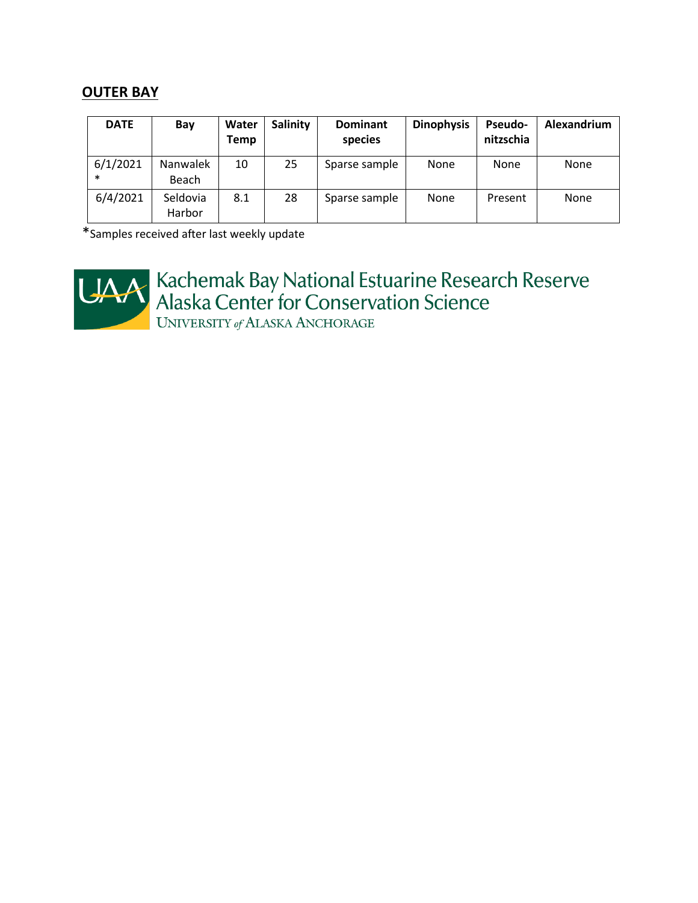## OUTER BAY

| DATE | Bay | Water Temp | Salinity | Dominant species | Dinophysis | Pseudo-nitzschia | Alexandrium |
|---|---|---|---|---|---|---|---|
| 6/1/2021 * | Nanwalek Beach | 10 | 25 | Sparse sample | None | None | None |
| 6/4/2021 | Seldovia Harbor | 8.1 | 28 | Sparse sample | None | Present | None |

*Samples received after last weekly update

Kachemak Bay National Estuarine Research Reserve
Alaska Center for Conservation Science
UNIVERSITY of ALASKA ANCHORAGE